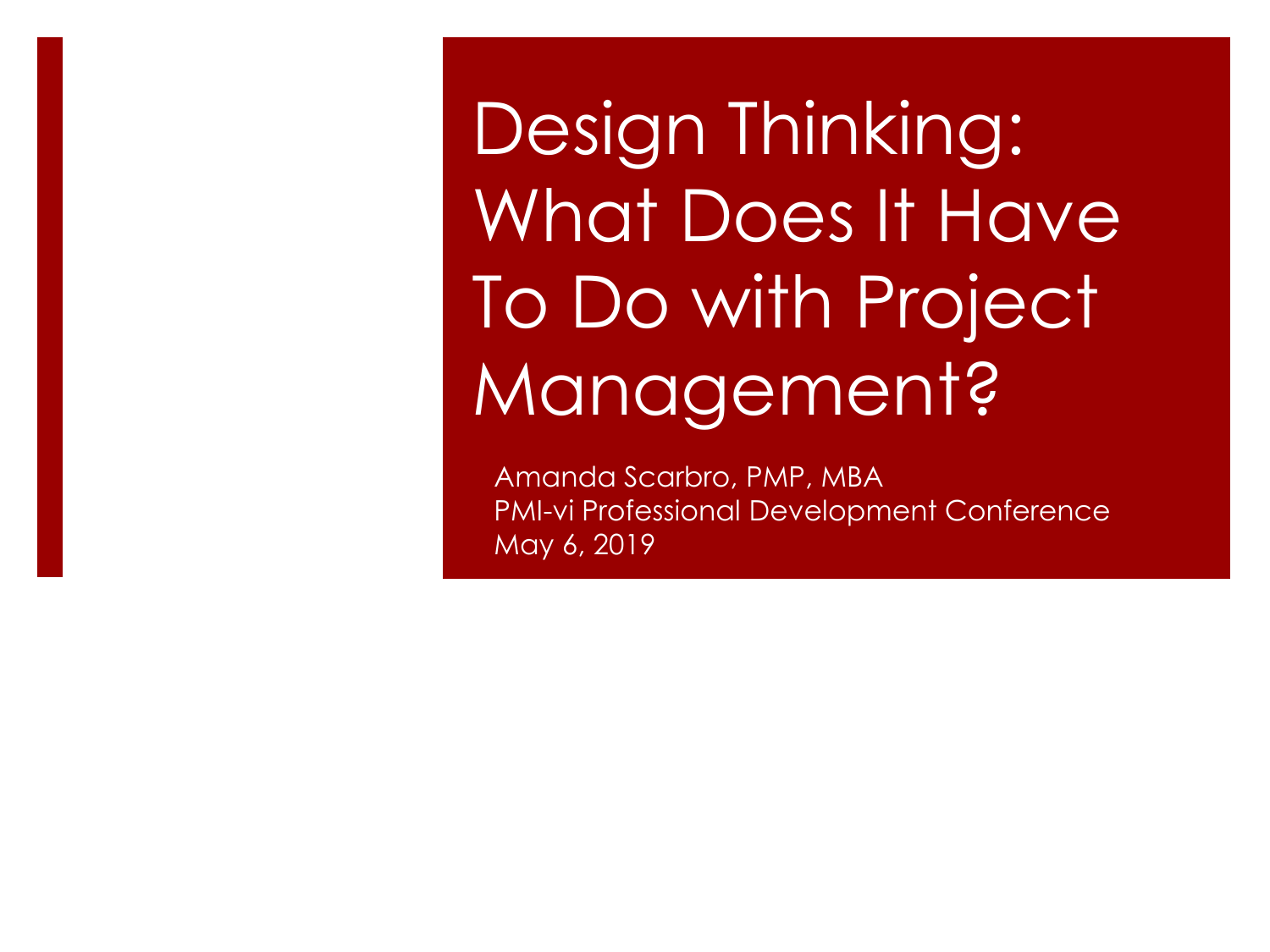# Design Thinking: What Does It Have To Do with Project Management?

Amanda Scarbro, PMP, MBA
PMI-vi Professional Development Conference
May 6, 2019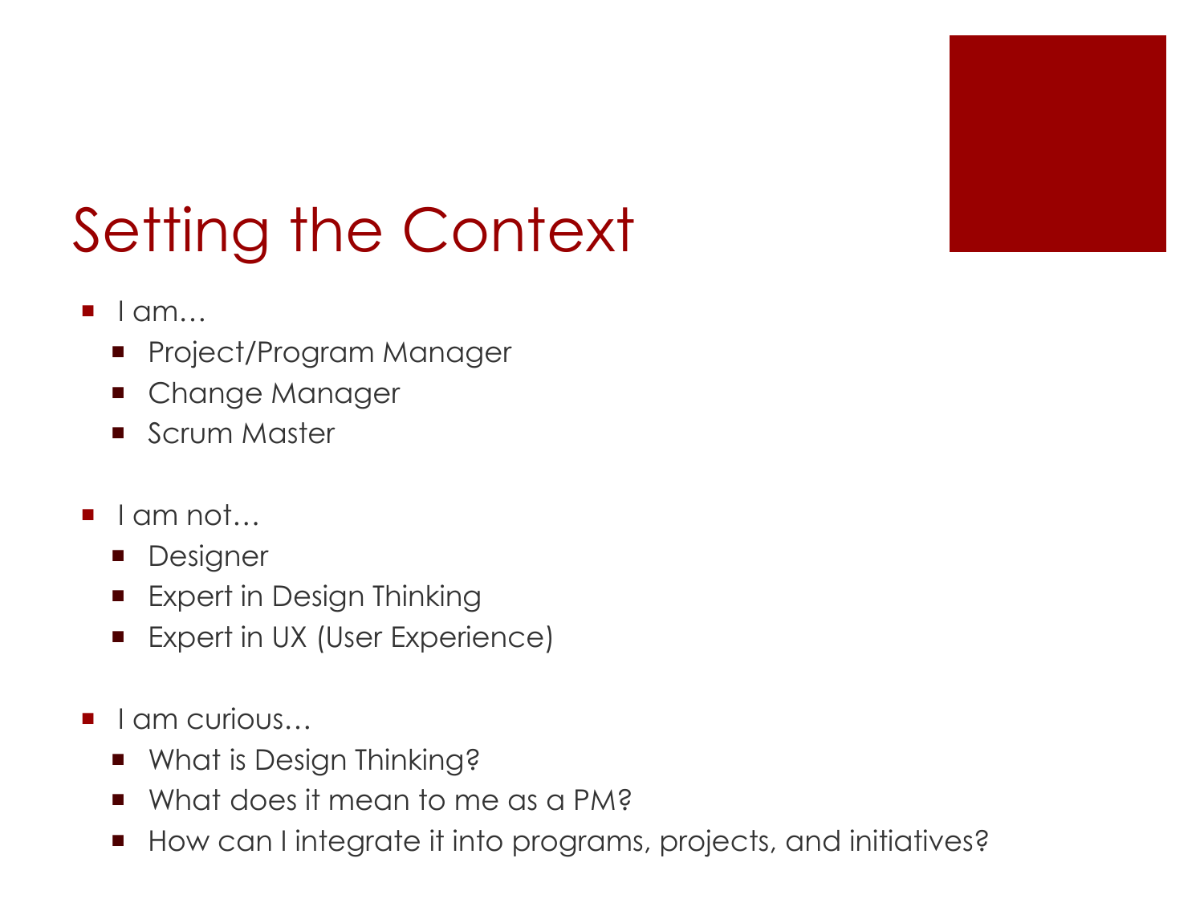# Setting the Context

- I am…
  - Project/Program Manager
  - Change Manager
  - Scrum Master

- I am not…
  - Designer
  - Expert in Design Thinking
  - Expert in UX (User Experience)

- I am curious…
  - What is Design Thinking?
  - What does it mean to me as a PM?
  - How can I integrate it into programs, projects, and initiatives?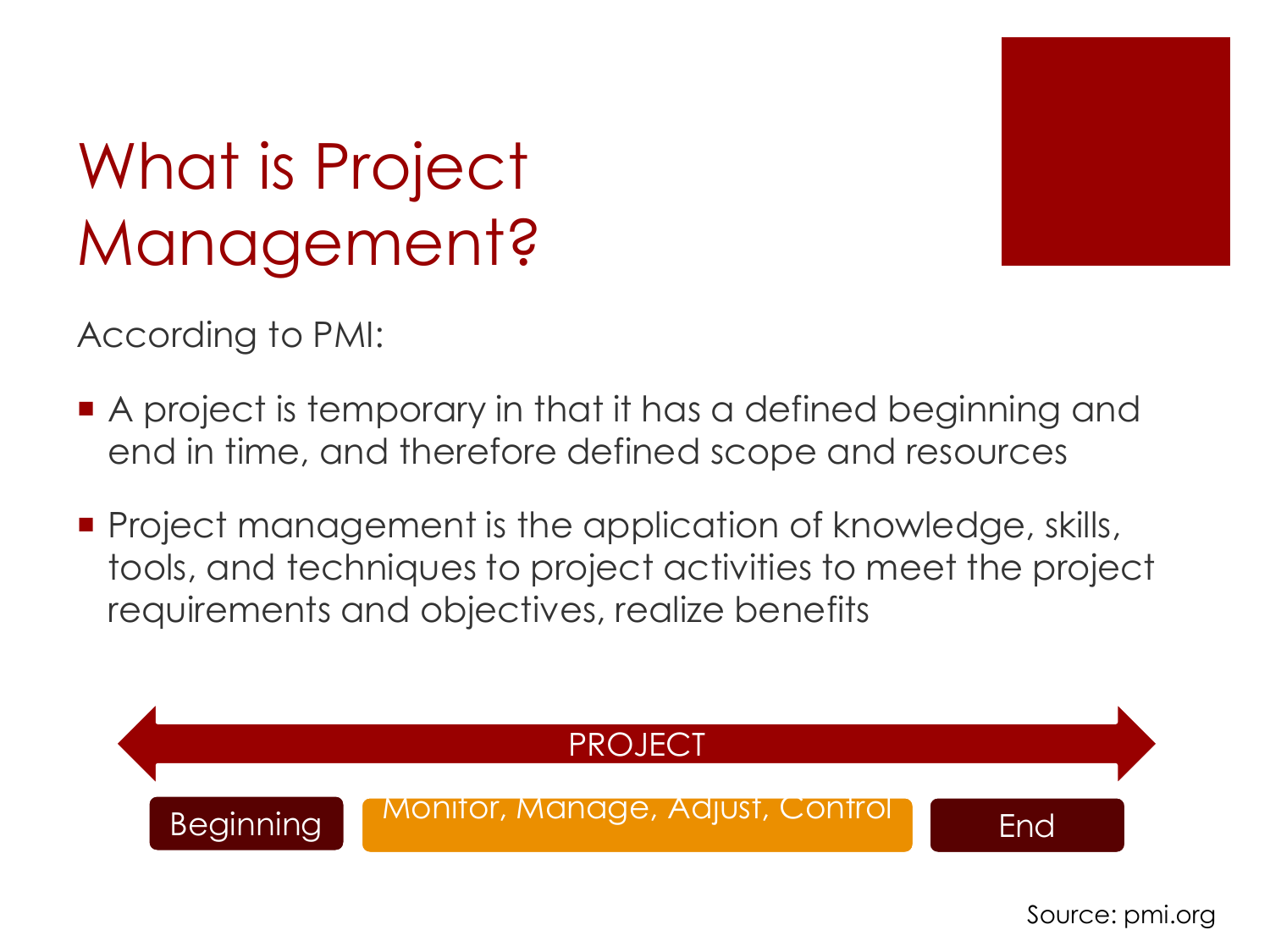# What is Project Management?

According to PMI:

- A project is temporary in that it has a defined beginning and end in time, and therefore defined scope and resources
- Project management is the application of knowledge, skills, tools, and techniques to project activities to meet the project requirements and objectives, realize benefits

PROJECT

Beginning

Monitor, Manage, Adjust, Control

End

Source: pmi.org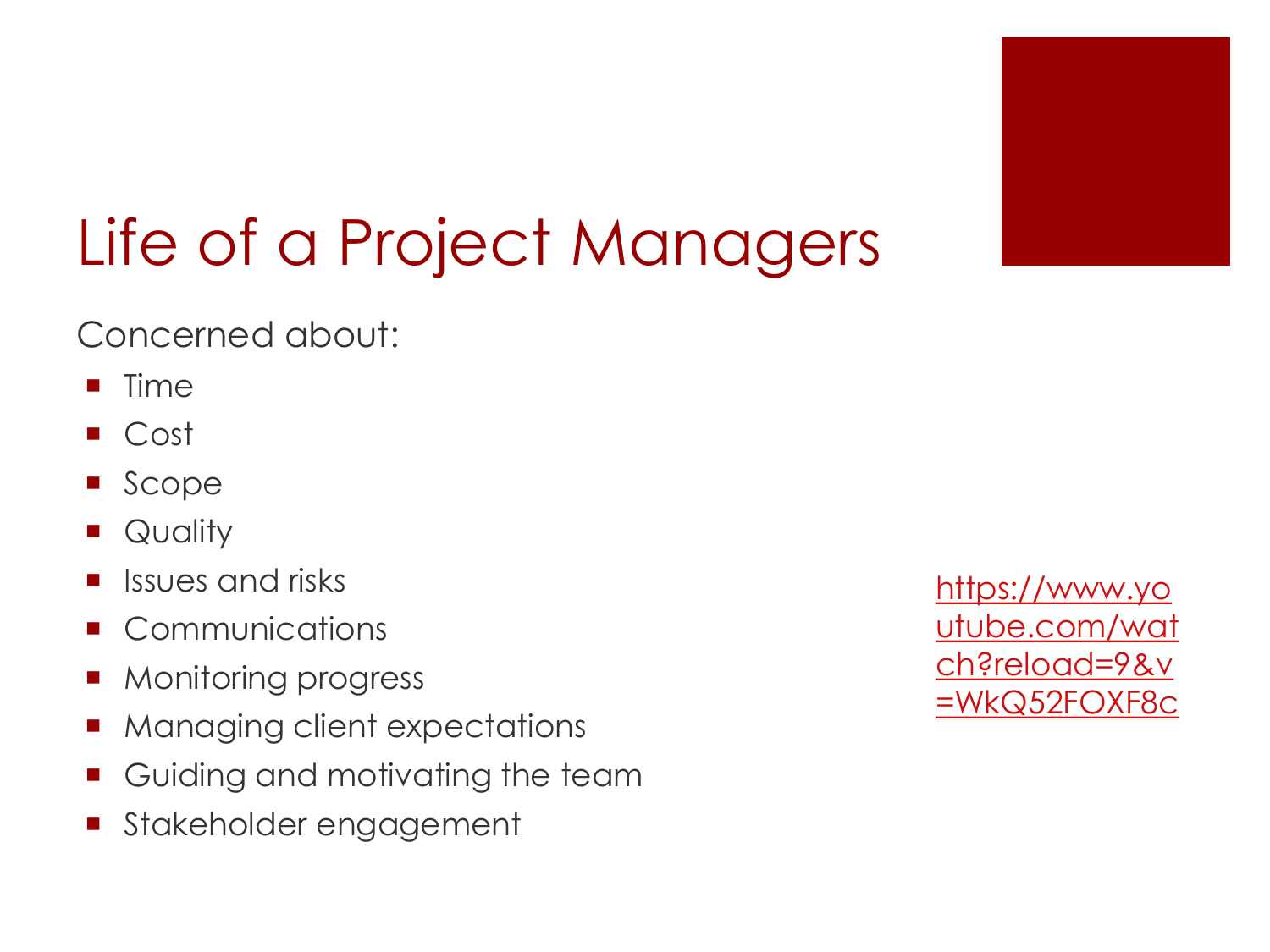# Life of a Project Managers

Concerned about:

- Time
- Cost
- Scope
- Quality
- Issues and risks
- Communications
- Monitoring progress
- Managing client expectations
- Guiding and motivating the team
- Stakeholder engagement

https://www.youtube.com/watch?reload=9&v=WkQ52FOXF8c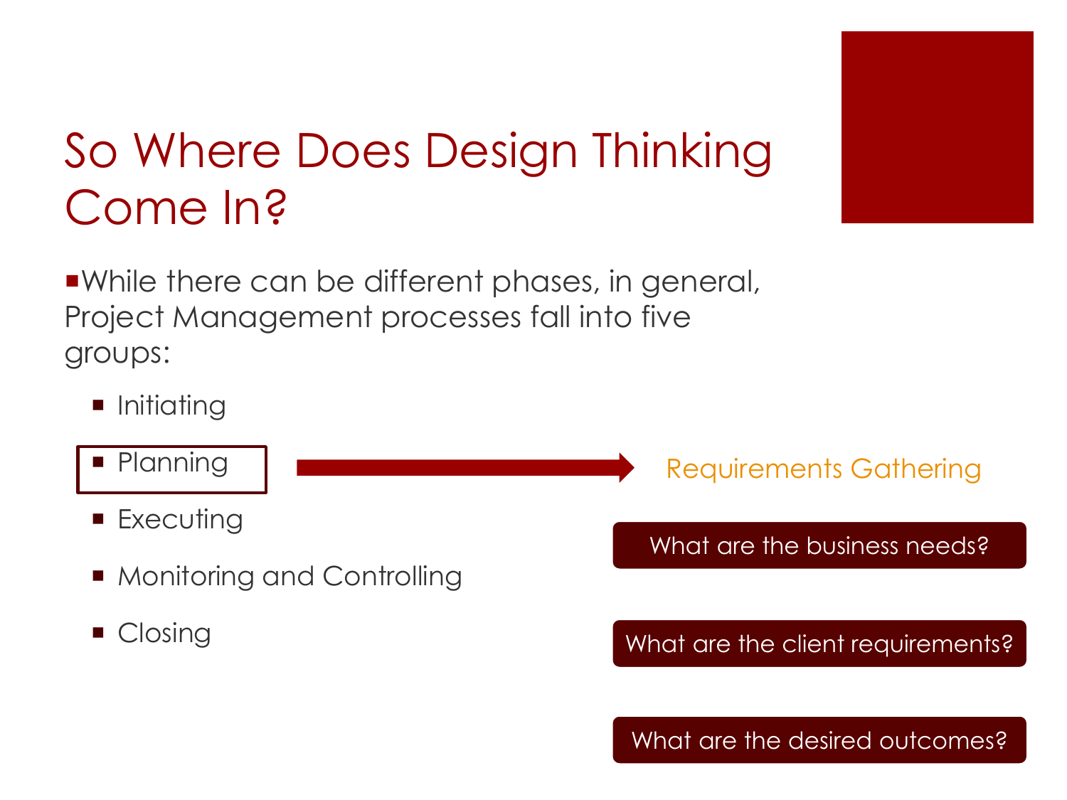# So Where Does Design Thinking Come In?

- While there can be different phases, in general, Project Management processes fall into five groups:
  - Initiating
  - Planning
  - Executing
  - Monitoring and Controlling
  - Closing

Requirements Gathering

What are the business needs?

What are the client requirements?

What are the desired outcomes?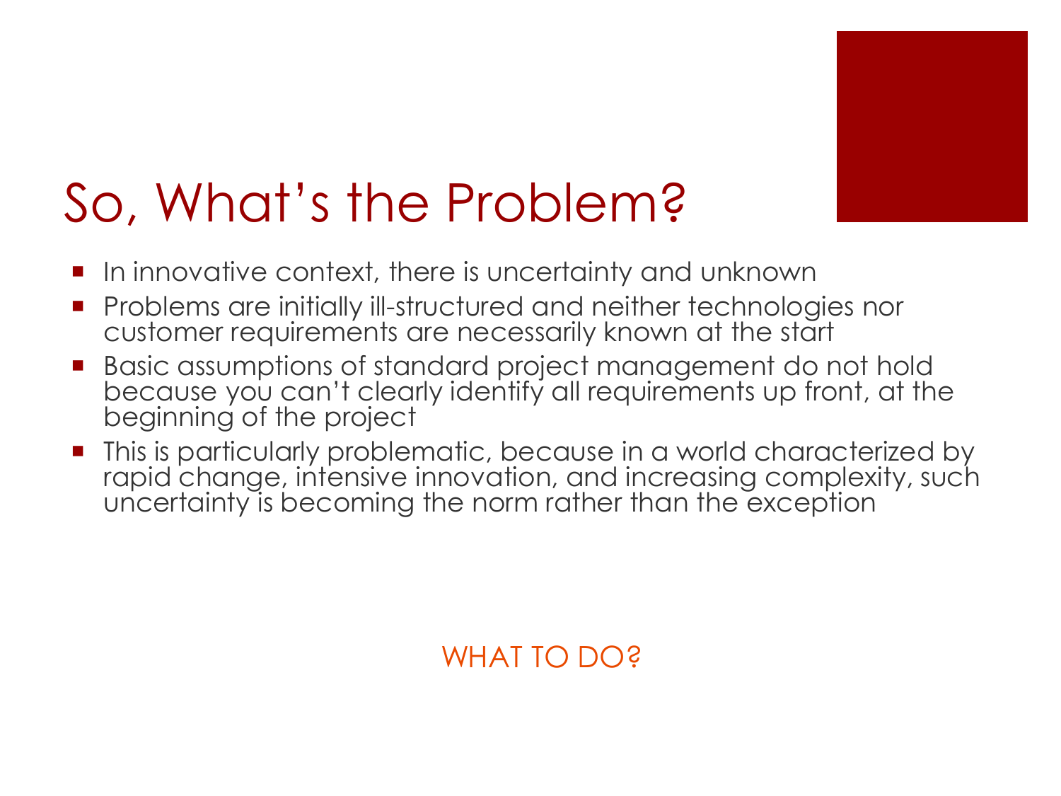# So, What's the Problem?

- In innovative context, there is uncertainty and unknown
- Problems are initially ill-structured and neither technologies nor customer requirements are necessarily known at the start
- Basic assumptions of standard project management do not hold because you can't clearly identify all requirements up front, at the beginning of the project
- This is particularly problematic, because in a world characterized by rapid change, intensive innovation, and increasing complexity, such uncertainty is becoming the norm rather than the exception

WHAT TO DO?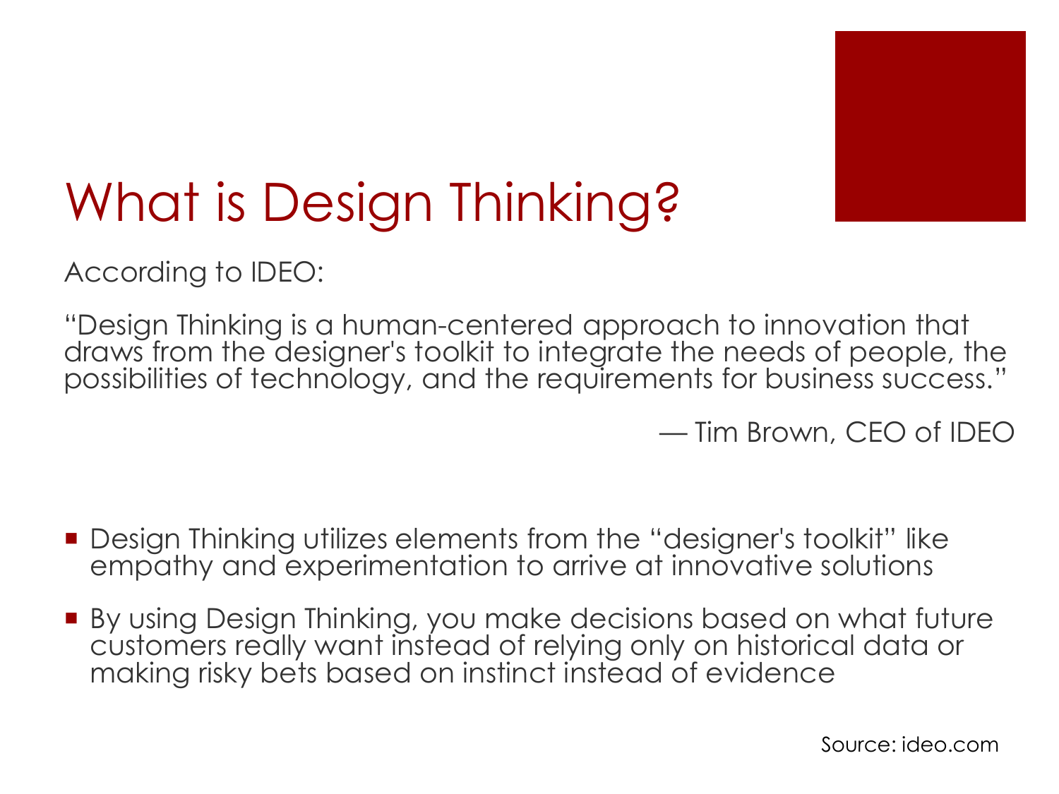# What is Design Thinking?

According to IDEO:

"Design Thinking is a human-centered approach to innovation that draws from the designer's toolkit to integrate the needs of people, the possibilities of technology, and the requirements for business success."

— Tim Brown, CEO of IDEO

- Design Thinking utilizes elements from the "designer's toolkit" like empathy and experimentation to arrive at innovative solutions
- By using Design Thinking, you make decisions based on what future customers really want instead of relying only on historical data or making risky bets based on instinct instead of evidence

Source: ideo.com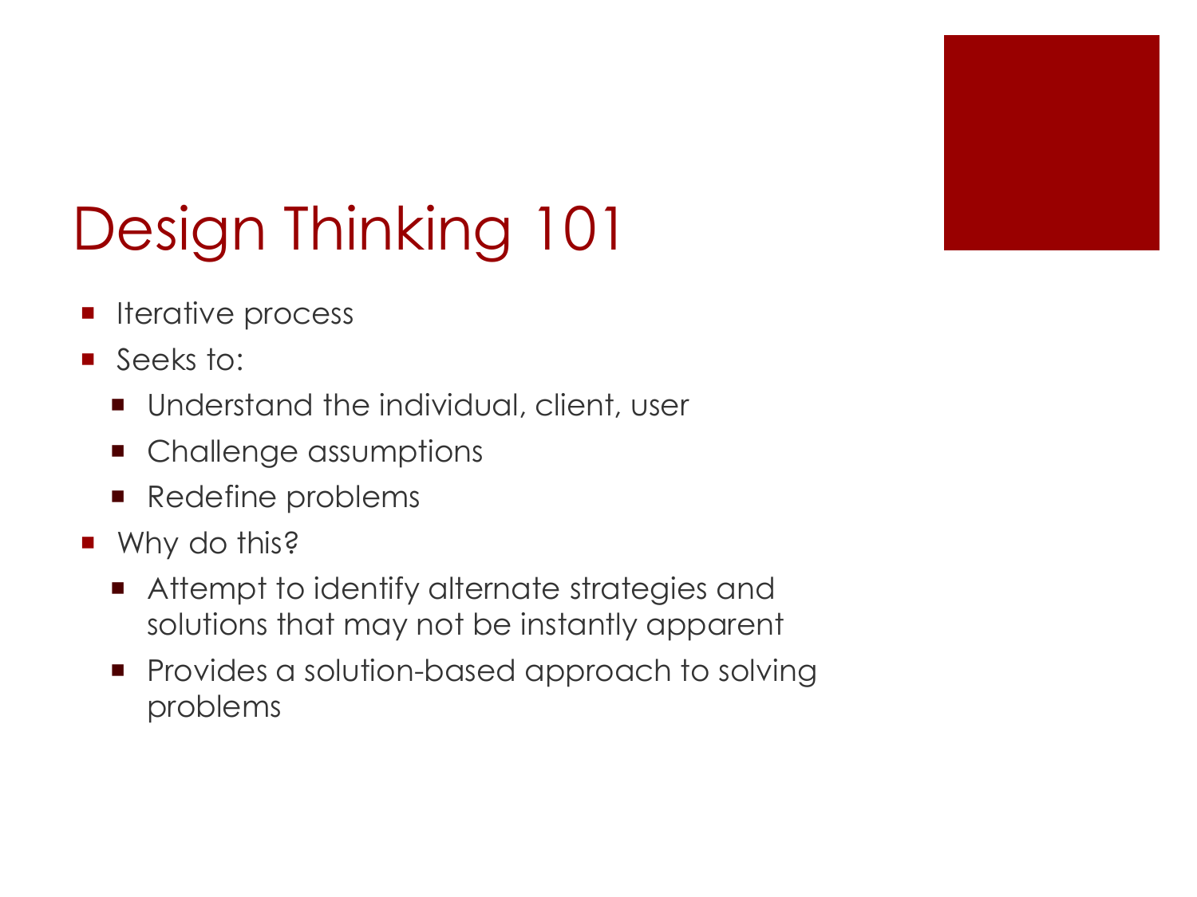# Design Thinking 101

- Iterative process
- Seeks to:
  - Understand the individual, client, user
  - Challenge assumptions
  - Redefine problems
- Why do this?
  - Attempt to identify alternate strategies and solutions that may not be instantly apparent
  - Provides a solution-based approach to solving problems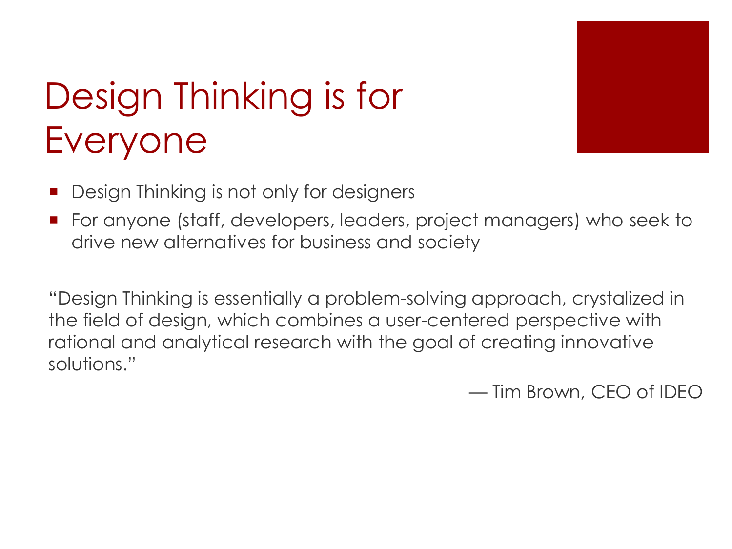# Design Thinking is for Everyone

- Design Thinking is not only for designers
- For anyone (staff, developers, leaders, project managers) who seek to drive new alternatives for business and society

"Design Thinking is essentially a problem-solving approach, crystalized in the field of design, which combines a user-centered perspective with rational and analytical research with the goal of creating innovative solutions."

— Tim Brown, CEO of IDEO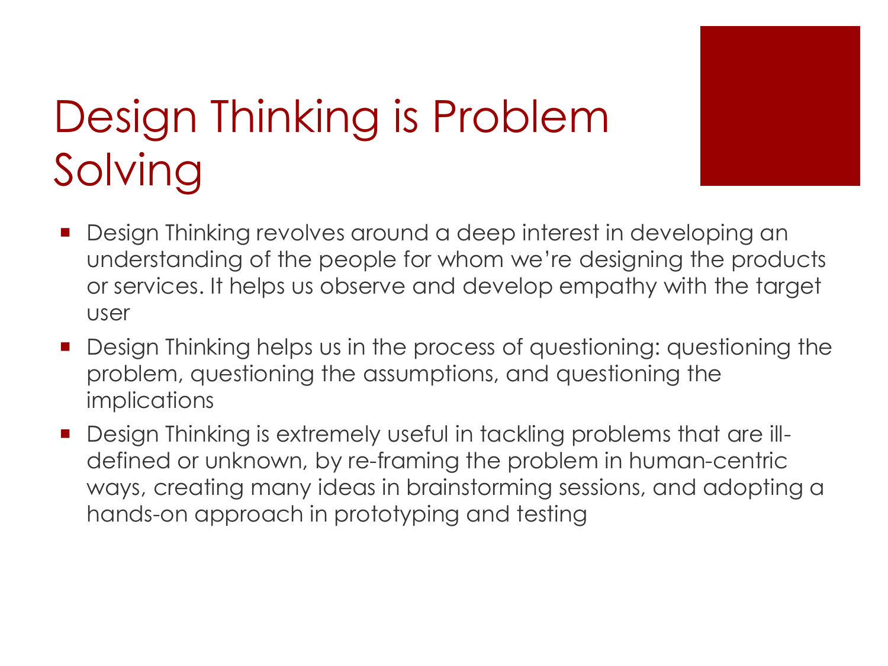# Design Thinking is Problem Solving

- Design Thinking revolves around a deep interest in developing an understanding of the people for whom we're designing the products or services. It helps us observe and develop empathy with the target user
- Design Thinking helps us in the process of questioning: questioning the problem, questioning the assumptions, and questioning the implications
- Design Thinking is extremely useful in tackling problems that are ill-defined or unknown, by re-framing the problem in human-centric ways, creating many ideas in brainstorming sessions, and adopting a hands-on approach in prototyping and testing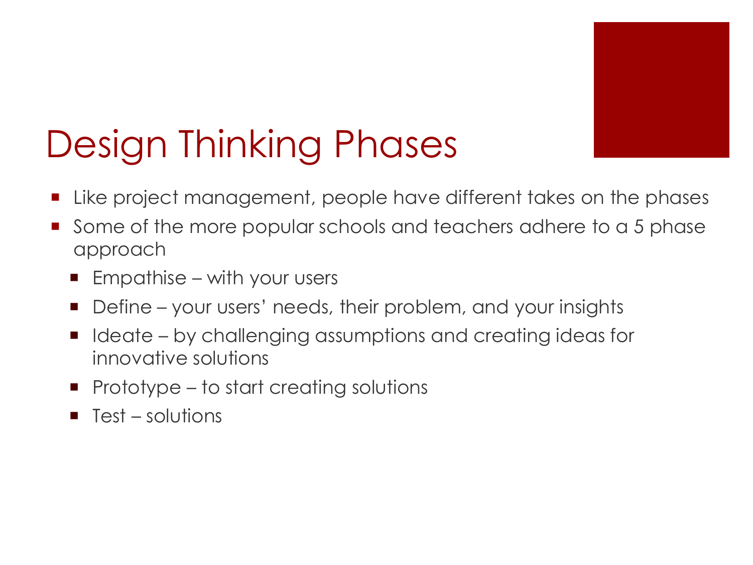# Design Thinking Phases

- Like project management, people have different takes on the phases
- Some of the more popular schools and teachers adhere to a 5 phase approach
  - Empathise – with your users
  - Define – your users' needs, their problem, and your insights
  - Ideate – by challenging assumptions and creating ideas for innovative solutions
  - Prototype – to start creating solutions
  - Test – solutions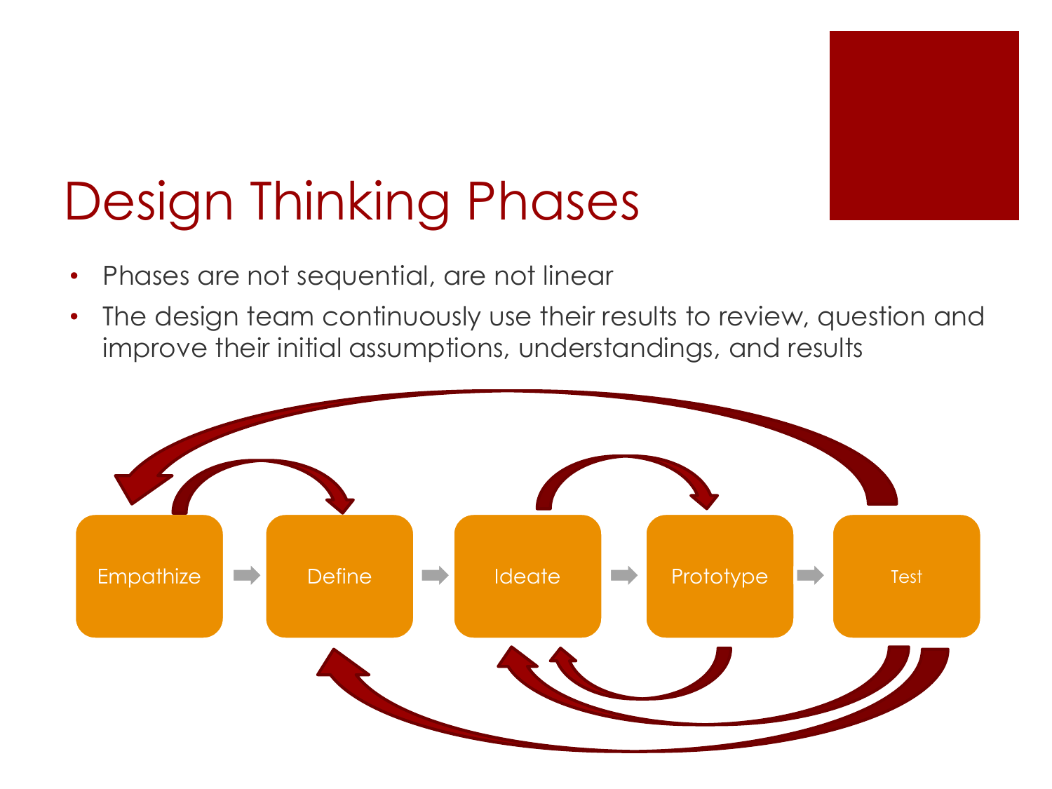# Design Thinking Phases

- Phases are not sequential, are not linear
- The design team continuously use their results to review, question and improve their initial assumptions, understandings, and results

Empathize
Define
Ideate
Prototype
Test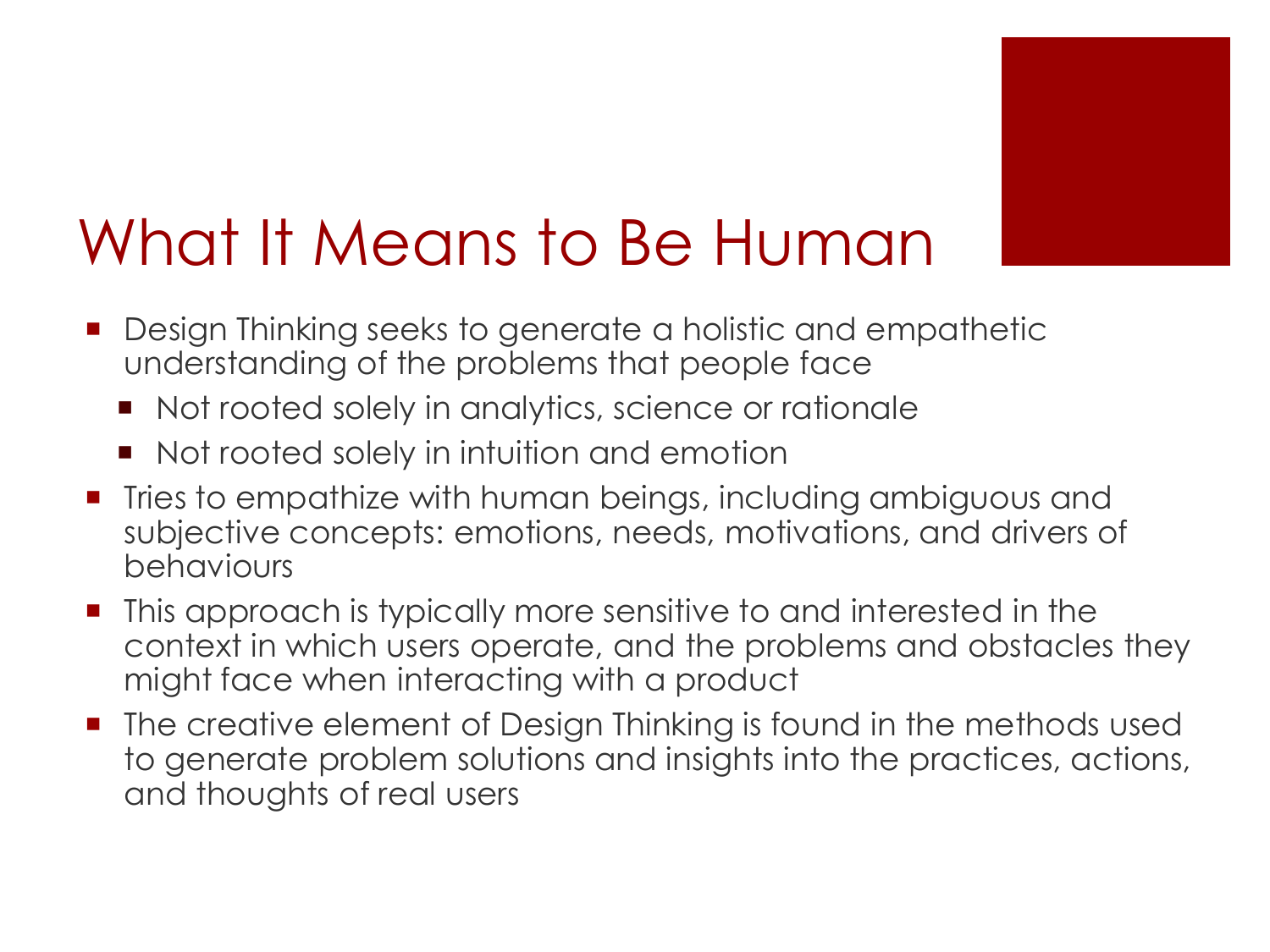# What It Means to Be Human

- Design Thinking seeks to generate a holistic and empathetic understanding of the problems that people face
  - Not rooted solely in analytics, science or rationale
  - Not rooted solely in intuition and emotion
- Tries to empathize with human beings, including ambiguous and subjective concepts: emotions, needs, motivations, and drivers of behaviours
- This approach is typically more sensitive to and interested in the context in which users operate, and the problems and obstacles they might face when interacting with a product
- The creative element of Design Thinking is found in the methods used to generate problem solutions and insights into the practices, actions, and thoughts of real users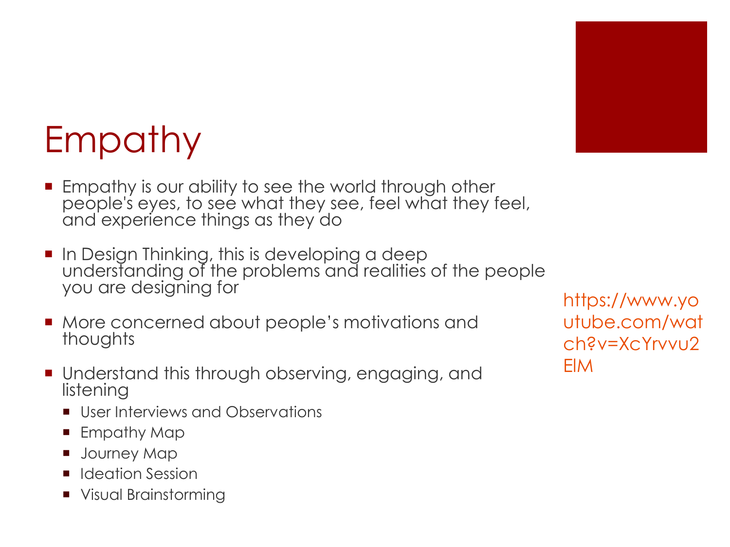# Empathy

- Empathy is our ability to see the world through other people's eyes, to see what they see, feel what they feel, and experience things as they do
- In Design Thinking, this is developing a deep understanding of the problems and realities of the people you are designing for
- More concerned about people's motivations and thoughts
- Understand this through observing, engaging, and listening
  - User Interviews and Observations
  - Empathy Map
  - Journey Map
  - Ideation Session
  - Visual Brainstorming

https://www.youtube.com/watch?v=XcYrvvu2EIM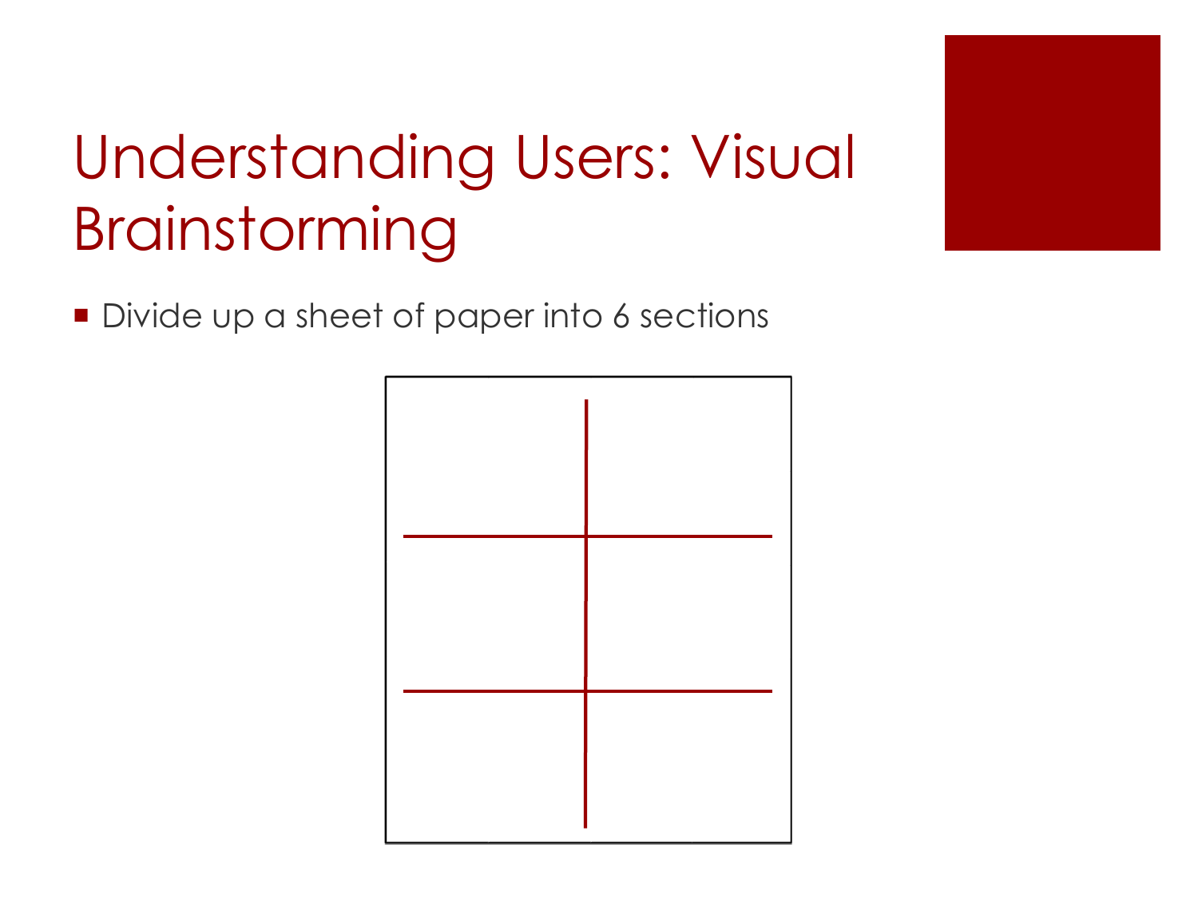# Understanding Users: Visual Brainstorming

- Divide up a sheet of paper into 6 sections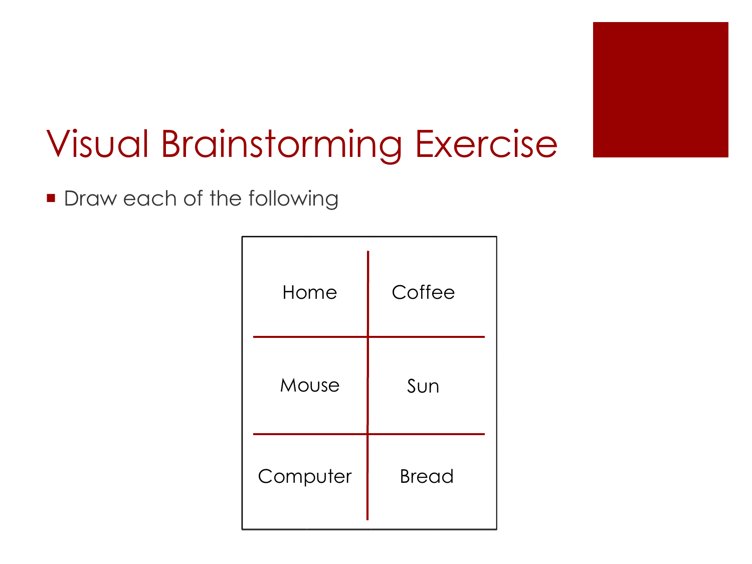# Visual Brainstorming Exercise

- Draw each of the following

| | |
|---|---|
| Home | Coffee |
| Mouse | Sun |
| Computer | Bread |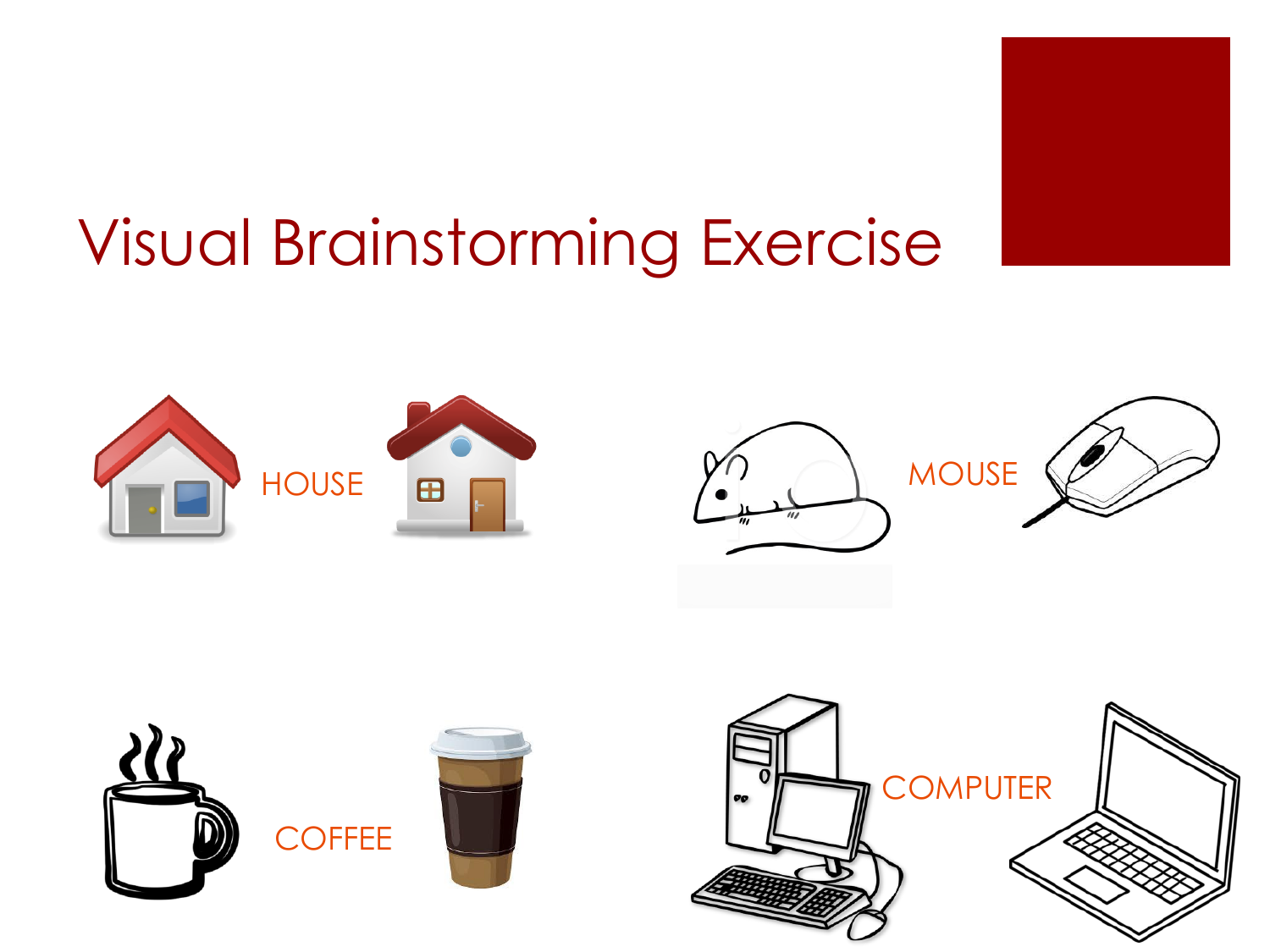# Visual Brainstorming Exercise

HOUSE

MOUSE

COFFEE

COMPUTER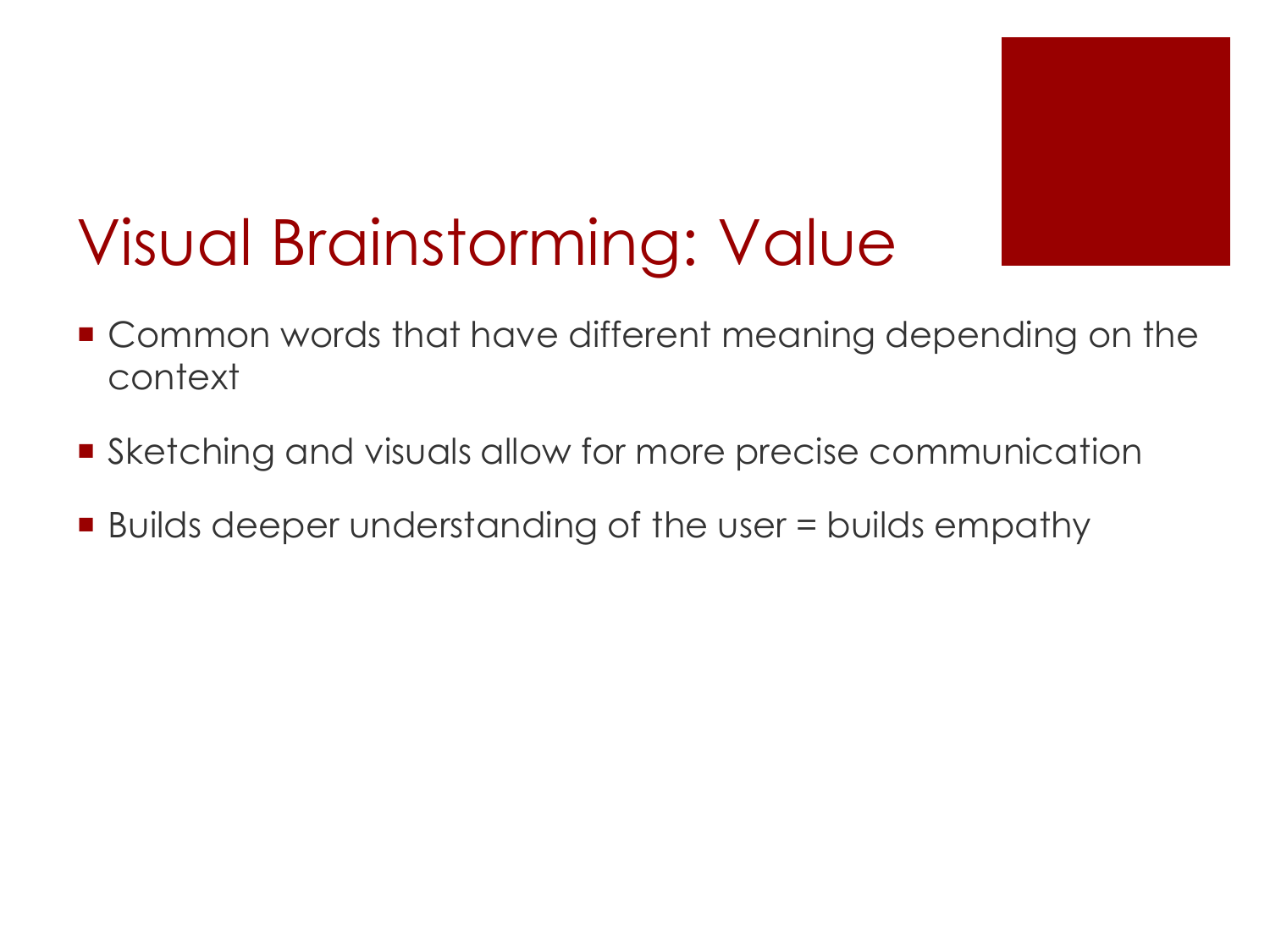# Visual Brainstorming: Value

- Common words that have different meaning depending on the context
- Sketching and visuals allow for more precise communication
- Builds deeper understanding of the user = builds empathy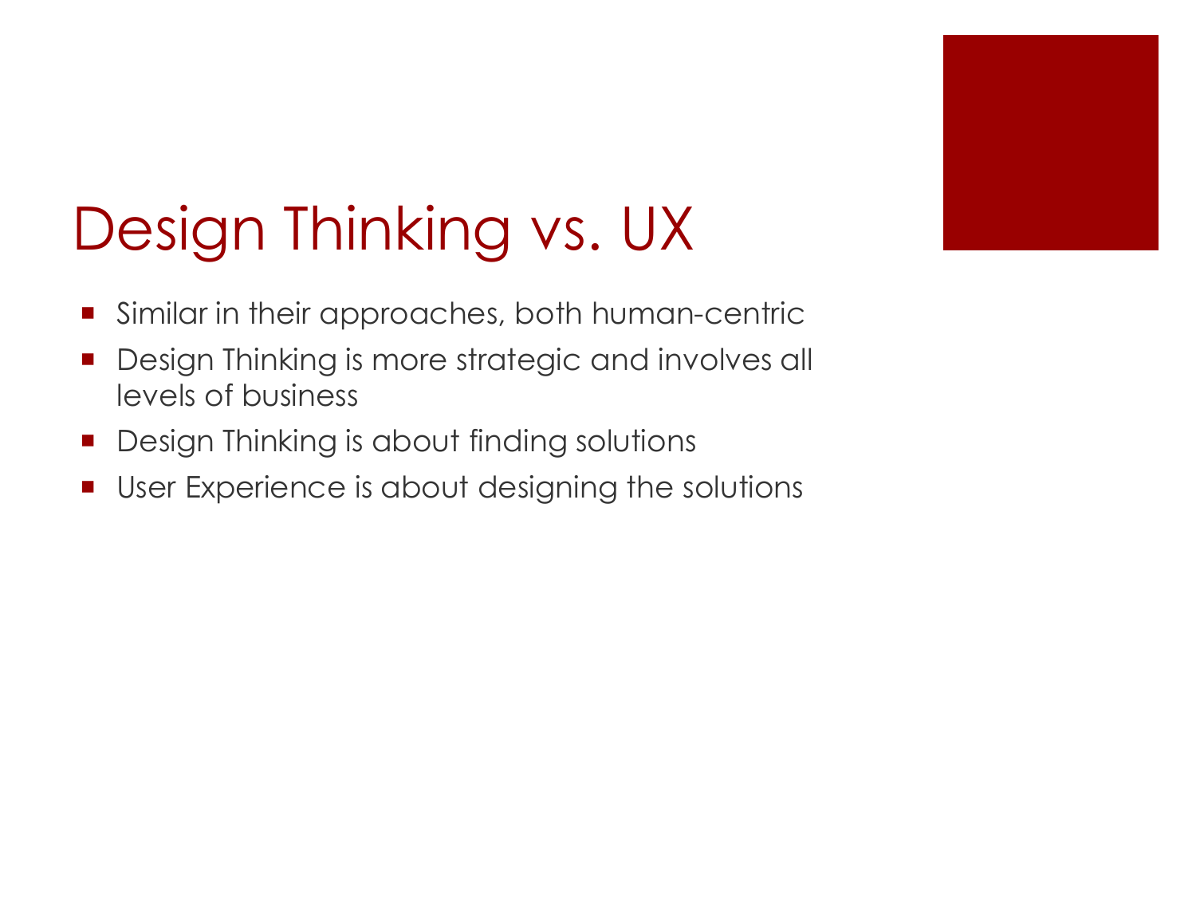# Design Thinking vs. UX

- Similar in their approaches, both human-centric
- Design Thinking is more strategic and involves all levels of business
- Design Thinking is about finding solutions
- User Experience is about designing the solutions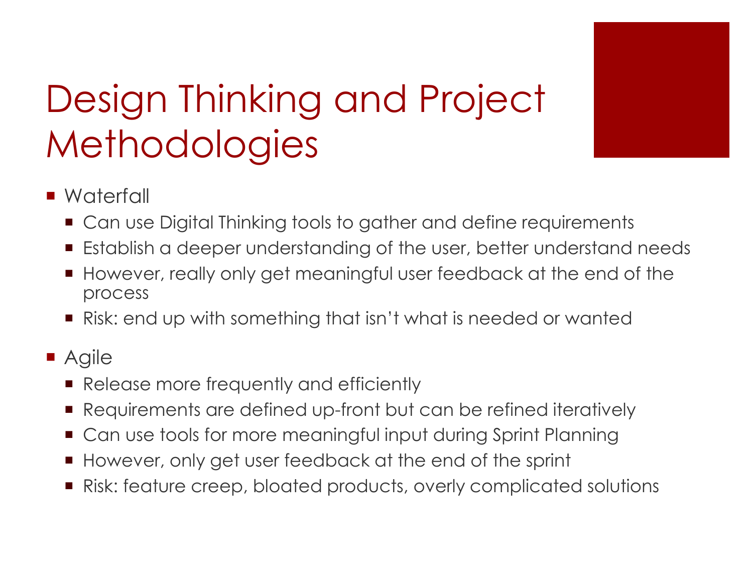# Design Thinking and Project Methodologies

- Waterfall
  - Can use Digital Thinking tools to gather and define requirements
  - Establish a deeper understanding of the user, better understand needs
  - However, really only get meaningful user feedback at the end of the process
  - Risk: end up with something that isn't what is needed or wanted
- Agile
  - Release more frequently and efficiently
  - Requirements are defined up-front but can be refined iteratively
  - Can use tools for more meaningful input during Sprint Planning
  - However, only get user feedback at the end of the sprint
  - Risk: feature creep, bloated products, overly complicated solutions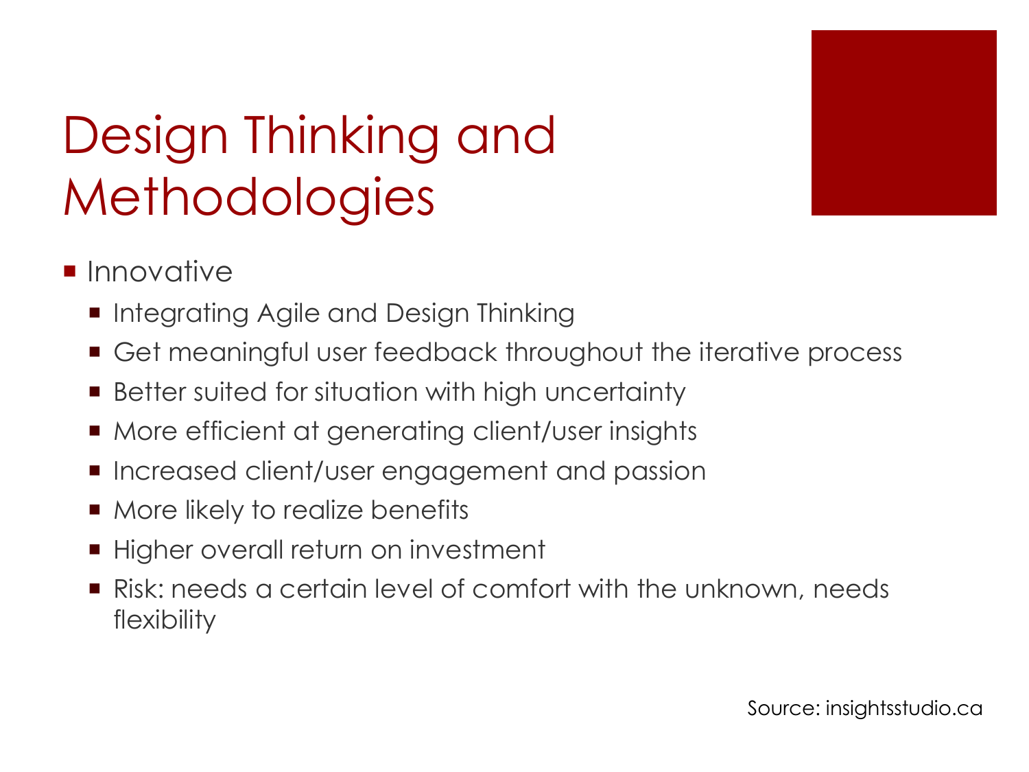# Design Thinking and Methodologies

- Innovative
  - Integrating Agile and Design Thinking
  - Get meaningful user feedback throughout the iterative process
  - Better suited for situation with high uncertainty
  - More efficient at generating client/user insights
  - Increased client/user engagement and passion
  - More likely to realize benefits
  - Higher overall return on investment
  - Risk: needs a certain level of comfort with the unknown, needs flexibility

Source: insightsstudio.ca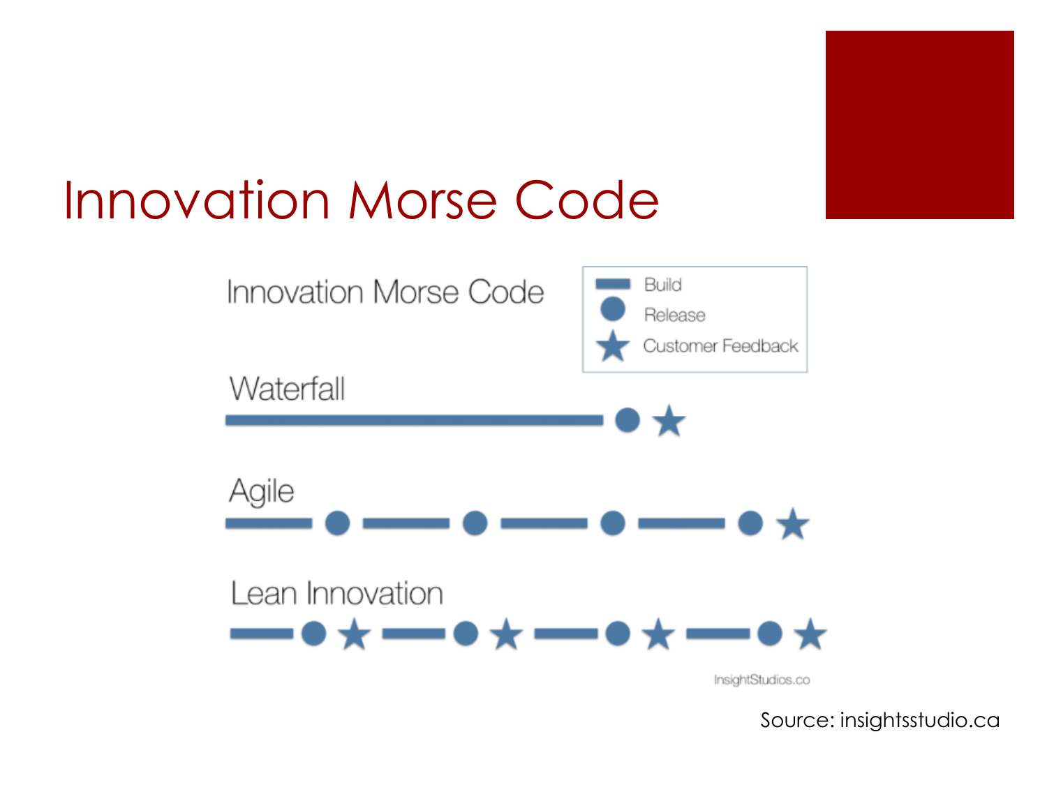# Innovation Morse Code

Innovation Morse Code

Build

Release

Customer Feedback

Waterfall

Agile

Lean Innovation

InsightStudios.co

Source: insightsstudio.ca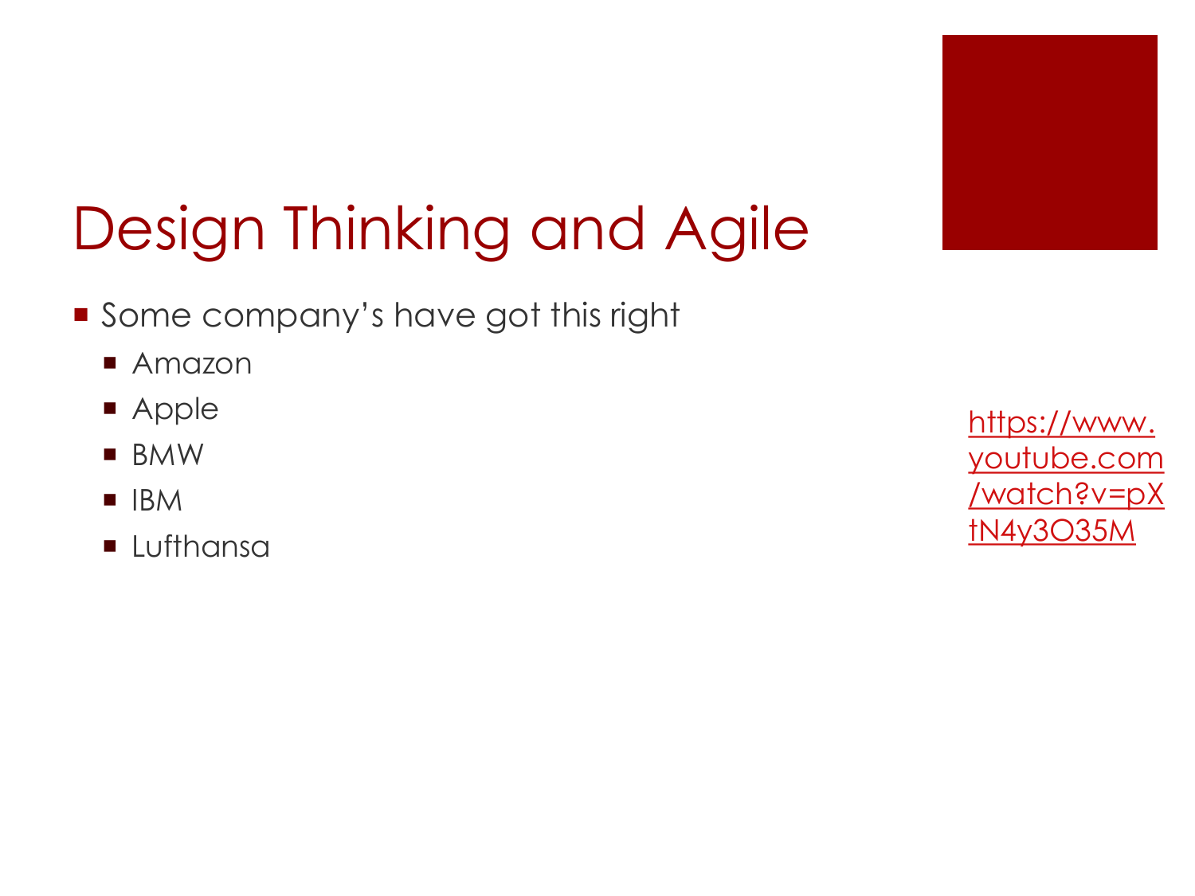# Design Thinking and Agile

- Some company's have got this right
  - Amazon
  - Apple
  - BMW
  - IBM
  - Lufthansa

https://www.youtube.com/watch?v=pXtN4y3O35M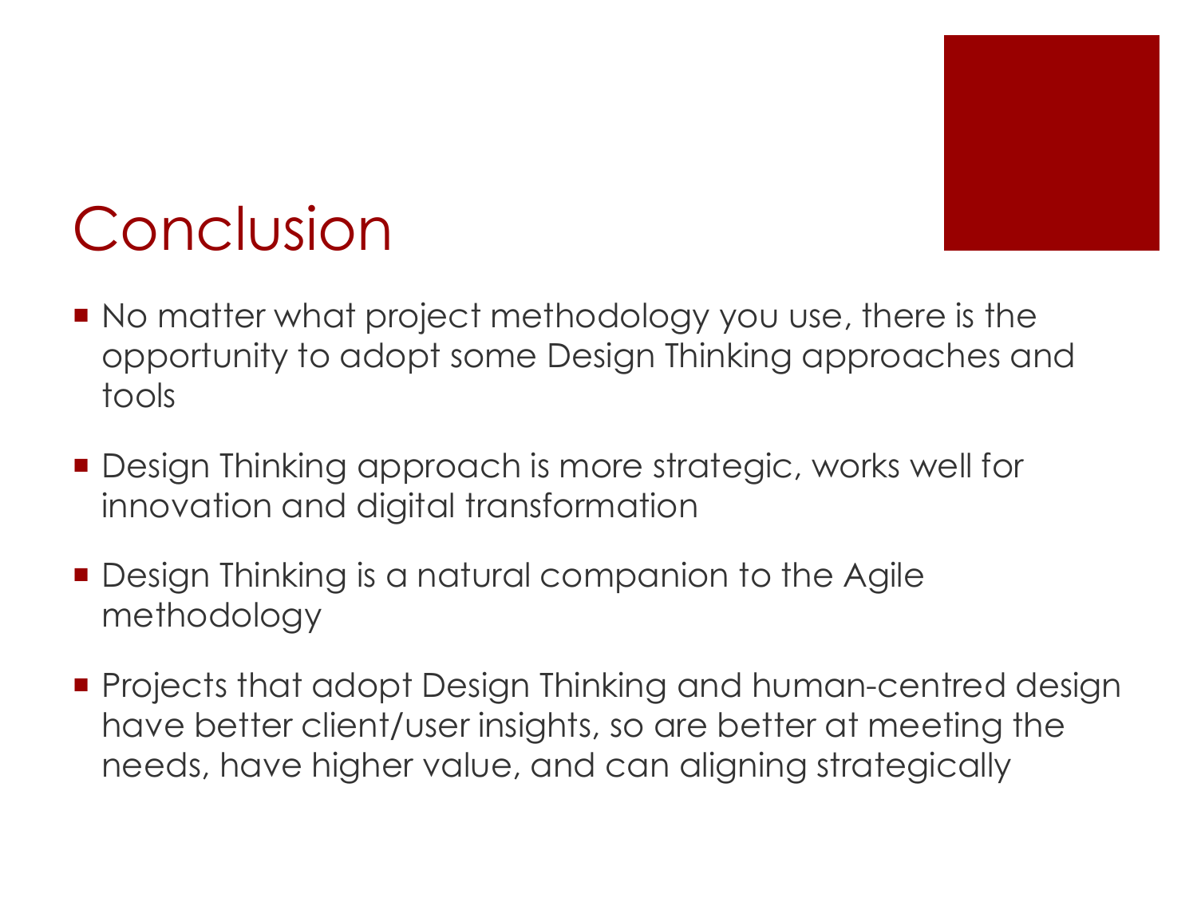# Conclusion

- No matter what project methodology you use, there is the opportunity to adopt some Design Thinking approaches and tools
- Design Thinking approach is more strategic, works well for innovation and digital transformation
- Design Thinking is a natural companion to the Agile methodology
- Projects that adopt Design Thinking and human-centred design have better client/user insights, so are better at meeting the needs, have higher value, and can aligning strategically